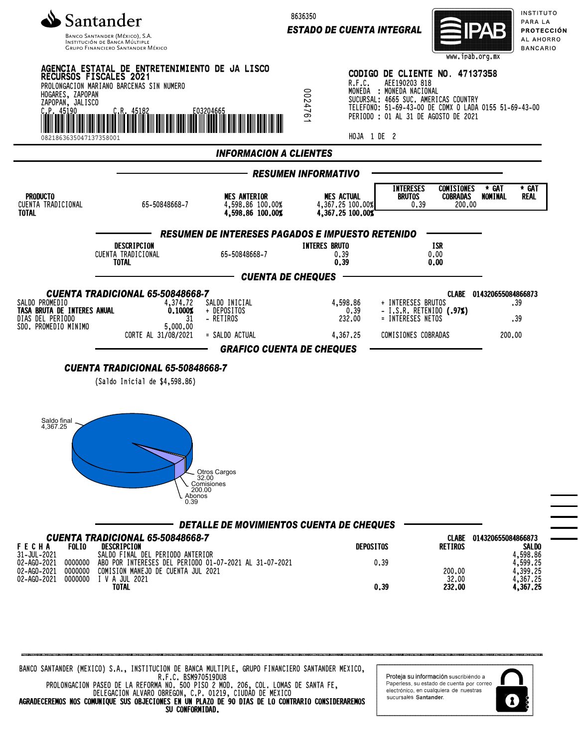**Santander**

Banco Santander (México), S.A.
Institución de Banca Múltiple
Grupo Financiero Santander México

8636350

**ESTADO DE CUENTA INTEGRAL**

IPAB — INSTITUTO PARA LA PROTECCIÓN AL AHORRO BANCARIO
www.ipab.org.mx

**AGENCIA ESTATAL DE ENTRETENIMIENTO DE JA LISCO**
**RECURSOS FISCALES 2021**
PROLONGACION MARIANO BARCENAS SIN NUMERO
HOGARES, ZAPOPAN
ZAPOPAN, JALISCO
C.P. 45190 C.R. 45182 E03204665

08218636350471373580001

0024761

**CODIGO DE CLIENTE NO. 47137358**
R.F.C. AEE190203 818
MONEDA : MONEDA NACIONAL
SUCURSAL: 4665 SUC. AMERICAS COUNTRY
TELEFONO: 51-69-43-00 DE CDMX O LADA 0155 51-69-43-00
PERIODO : 01 AL 31 DE AGOSTO DE 2021

HOJA 1 DE 2

## INFORMACION A CLIENTES

### RESUMEN INFORMATIVO

| PRODUCTO | | MES ANTERIOR | MES ACTUAL | INTERESES BRUTOS | COMISIONES COBRADAS | * GAT NOMINAL | * GAT REAL |
|---|---|---|---|---|---|---|---|
| CUENTA TRADICIONAL | 65-50848668-7 | 4,598.86 100.00% | 4,367.25 100.00% | 0.39 | 200.00 | | |
| **TOTAL** | | **4,598.86 100.00%** | **4,367.25 100.00%** | | | | |

### RESUMEN DE INTERESES PAGADOS E IMPUESTO RETENIDO

| DESCRIPCION | | INTERES BRUTO | ISR |
|---|---|---|---|
| CUENTA TRADICIONAL | 65-50848668-7 | 0.39 | 0.00 |
| **TOTAL** | | **0.39** | **0.00** |

### CUENTA DE CHEQUES

**CUENTA TRADICIONAL 65-50848668-7** CLABE 014320655084866873

| | | | | | |
|---|---|---|---|---|---|
| SALDO PROMEDIO | 4,374.72 | SALDO INICIAL | 4,598.86 | + INTERESES BRUTOS | .39 |
| **TASA BRUTA DE INTERES ANUAL** | **0.1000%** | + DEPOSITOS | 0.39 | - I.S.R. RETENIDO **(.97%)** | |
| DIAS DEL PERIODO | 31 | - RETIROS | 232.00 | = INTERESES NETOS | .39 |
| SDO. PROMEDIO MINIMO | 5,000.00 | | | | |
| | CORTE AL 31/08/2021 | = SALDO ACTUAL | 4,367.25 | COMISIONES COBRADAS | 200.00 |

### GRAFICO CUENTA DE CHEQUES

**CUENTA TRADICIONAL 65-50848668-7**

(Saldo Inicial de $4,598.86)

Saldo final 4,367.25
Otros Cargos 32.00
Comisiones 200.00
Abonos 0.39

### DETALLE DE MOVIMIENTOS CUENTA DE CHEQUES

**CUENTA TRADICIONAL 65-50848668-7** CLABE 014320655084866873

| FECHA | FOLIO | DESCRIPCION | DEPOSITOS | RETIROS | SALDO |
|---|---|---|---|---|---|
| 31-JUL-2021 | | SALDO FINAL DEL PERIODO ANTERIOR | | | 4,598.86 |
| 02-AGO-2021 | 0000000 | ABO POR INTERESES DEL PERIODO 01-07-2021 AL 31-07-2021 | 0.39 | | 4,599.25 |
| 02-AGO-2021 | 0000000 | COMISION MANEJO DE CUENTA JUL 2021 | | 200.00 | 4,399.25 |
| 02-AGO-2021 | 0000000 | I V A JUL 2021 | | 32.00 | 4,367.25 |
| | | **TOTAL** | **0.39** | **232.00** | **4,367.25** |

BANCO SANTANDER (MEXICO) S.A., INSTITUCION DE BANCA MULTIPLE, GRUPO FINANCIERO SANTANDER MEXICO,
R.F.C. BSM970519DU8
PROLONGACION PASEO DE LA REFORMA NO. 500 PISO 2 MOD. 206, COL. LOMAS DE SANTA FE,
DELEGACION ALVARO OBREGON, C.P. 01219, CIUDAD DE MEXICO
**AGRADECEREMOS NOS COMUNIQUE SUS OBJECIONES EN UN PLAZO DE 90 DIAS DE LO CONTRARIO CONSIDERAREMOS SU CONFORMIDAD.**

Proteja su información suscribiéndo a Paperless, su estado de cuenta por correo electrónico, en cualquiera de nuestras sucursales Santander.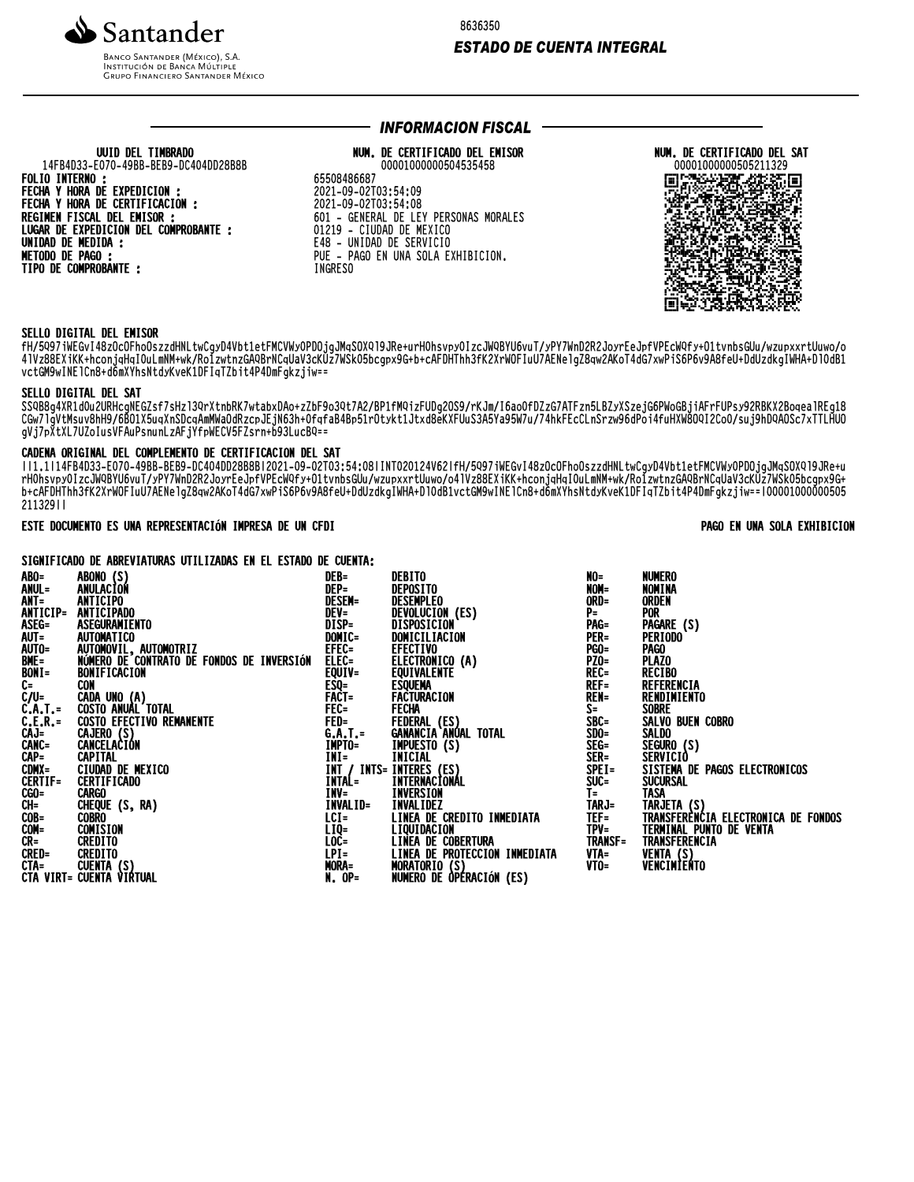Santander

Banco Santander (México), S.A.
Institución de Banca Múltiple
Grupo Financiero Santander México

8636350

***ESTADO DE CUENTA INTEGRAL***

## INFORMACION FISCAL

| UUID DEL TIMBRADO | NUM. DE CERTIFICADO DEL EMISOR | NUM. DE CERTIFICADO DEL SAT |
|---|---|---|
| 14FB4D33-E070-49BB-BEB9-DC404DD28B8B | 00001000000504535458 | 00001000000505211329 |

**FOLIO INTERNO :** 65508486687
**FECHA Y HORA DE EXPEDICION :** 2021-09-02T03:54:09
**FECHA Y HORA DE CERTIFICACION :** 2021-09-02T03:54:08
**REGIMEN FISCAL DEL EMISOR :** 601 - GENERAL DE LEY PERSONAS MORALES
**LUGAR DE EXPEDICION DEL COMPROBANTE :** 01219 - CIUDAD DE MEXICO
**UNIDAD DE MEDIDA :** E48 - UNIDAD DE SERVICIO
**METODO DE PAGO :** PUE - PAGO EN UNA SOLA EXHIBICION.
**TIPO DE COMPROBANTE :** INGRESO

**SELLO DIGITAL DEL EMISOR**

fH/5Q97iWEGvI48zOcOFhoOszzdHNLtwCgyD4Vbt1etFMCVWyOPDOjgJMqSOXQl9JRe+urHOhsvpyOIzcJWQBYU6vuT/yPY7WnD2R2JoyrEeJpfVPEcWQfy+O1tvnbsGUu/wzupxxrtUuwo/o41Vz88EXiKK+hconjqHqIOuLmNM+wk/RoIzwtnzGAQBrNCqUaV3cKUz7WSk05bcgpx9G+b+cAFDHThh3fK2XrWOFIuU7AENelgZ8qw2AKoT4dG7xwPiS6P6v9A8feU+DdUzdkgIWHA+Dl0dB1vctGM9wINElCn8+d6mXYhsNtdyKveK1DFIqTZbit4P4DmFgkzjiw==

**SELLO DIGITAL DEL SAT**

SSQB8g4XR1dOu2URHcgNEGZsf7sHzl3QrXtnbRK7wtabxDAo+zZbF9o3Qt7A2/BP1fMQizFUDg2OS9/rKJm/I6aoOfDZzG7ATFzn5LBZyXSzejG6PWoGBjiAFrFUPsy92RBKX2BoqealREg18CGw7lgVtMsuv8hH9/6BO1X5uqXnSDcqAmMWaOdRzcpJEjN63h+OfqfaB4Bp51rOtykt1Jtxd8eKXFUuS3A5Ya95W7u/74hkFEcCLnSrzw96dPoi4fuHXW8OQI2CoO/suj9hDQAOSc7xTTLHUOgVj7pXtXL7UZoIusVFAuPsnunLzAFjYfpWECV5FZsrn+b93LucBQ==

**CADENA ORIGINAL DEL COMPLEMENTO DE CERTIFICACION DEL SAT**

||1.1|14FB4D33-E070-49BB-BEB9-DC404DD28B8B|2021-09-02T03:54:08|INT020124V62|fH/5Q97iWEGvI48zOcOFhoOszzdHNLtwCgyD4Vbt1etFMCVWyOPDOjgJMqSOXQl9JRe+urHOhsvpyOIzcJWQBYU6vuT/yPY7WnD2R2JoyrEeJpfVPEcWQfy+O1tvnbsGUu/wzupxxrtUuwo/o41Vz88EXiKK+hconjqHqIOuLmNM+wk/RoIzwtnzGAQBrNCqUaV3cKUz7WSk05bcgpx9G+b+cAFDHThh3fK2XrWOFIuU7AENelgZ8qw2AKoT4dG7xwPiS6P6v9A8feU+DdUzdkgIWHA+Dl0dB1vctGM9wINElCn8+d6mXYhsNtdyKveK1DFIqTZbit4P4DmFgkzjiw==|00001000000505211329||

**ESTE DOCUMENTO ES UNA REPRESENTACIÓN IMPRESA DE UN CFDI** **PAGO EN UNA SOLA EXHIBICION**

**SIGNIFICADO DE ABREVIATURAS UTILIZADAS EN EL ESTADO DE CUENTA:**

| Abrev. | Significado | Abrev. | Significado | Abrev. | Significado |
|---|---|---|---|---|---|
| ABO= | ABONO (S) | DEB= | DEBITO | NO= | NUMERO |
| ANUL= | ANULACIÓN | DEP= | DEPOSITO | NOM= | NOMINA |
| ANT= | ANTICIPO | DESEM= | DESEMPLEO | ORD= | ORDEN |
| ANTICIP= | ANTICIPADO | DEV= | DEVOLUCION (ES) | P= | POR |
| ASEG= | ASEGURAMIENTO | DISP= | DISPOSICION | PAG= | PAGARE (S) |
| AUT= | AUTOMATICO | DOMIC= | DOMICILIACION | PER= | PERIODO |
| AUTO= | AUTOMOVIL, AUTOMOTRIZ | EFEC= | EFECTIVO | PGO= | PAGO |
| BME= | NÚMERO DE CONTRATO DE FONDOS DE INVERSIÓN | ELEC= | ELECTRONICO (A) | PZO= | PLAZO |
| BONI= | BONIFICACION | EQUIV= | EQUIVALENTE | REC= | RECIBO |
| C= | CON | ESQ= | ESQUEMA | REF= | REFERENCIA |
| C/U= | CADA UNO (A) | FACT= | FACTURACION | REN= | RENDIMIENTO |
| C.A.T.= | COSTO ANUAL TOTAL | FEC= | FECHA | S= | SOBRE |
| C.E.R.= | COSTO EFECTIVO REMANENTE | FED= | FEDERAL (ES) | SBC= | SALVO BUEN COBRO |
| CAJ= | CAJERO (S) | G.A.T.= | GANANCIA ANUAL TOTAL | SDO= | SALDO |
| CANC= | CANCELACIÓN | IMPTO= | IMPUESTO (S) | SEG= | SEGURO (S) |
| CAP= | CAPITAL | INI= | INICIAL | SER= | SERVICIO |
| CDMX= | CIUDAD DE MEXICO | INT / INTS= | INTERES (ES) | SPEI= | SISTEMA DE PAGOS ELECTRONICOS |
| CERTIF= | CERTIFICADO | INTAL= | INTERNACIONAL | SUC= | SUCURSAL |
| CGO= | CARGO | INV= | INVERSION | T= | TASA |
| CH= | CHEQUE (S, RA) | INVALID= | INVALIDEZ | TARJ= | TARJETA (S) |
| COB= | COBRO | LCI= | LINEA DE CREDITO INMEDIATA | TEF= | TRANSFERENCIA ELECTRONICA DE FONDOS |
| COM= | COMISION | LIQ= | LIQUIDACION | TPV= | TERMINAL PUNTO DE VENTA |
| CR= | CREDITO | LOC= | LINEA DE COBERTURA | TRANSF= | TRANSFERENCIA |
| CRED= | CREDITO | LPI= | LINEA DE PROTECCION INMEDIATA | VTA= | VENTA (S) |
| CTA= | CUENTA (S) | MORA= | MORATORIO (S) | VTO= | VENCIMIENTO |
| CTA VIRT= | CUENTA VIRTUAL | N. OP= | NUMERO DE OPERACIÓN (ES) | | |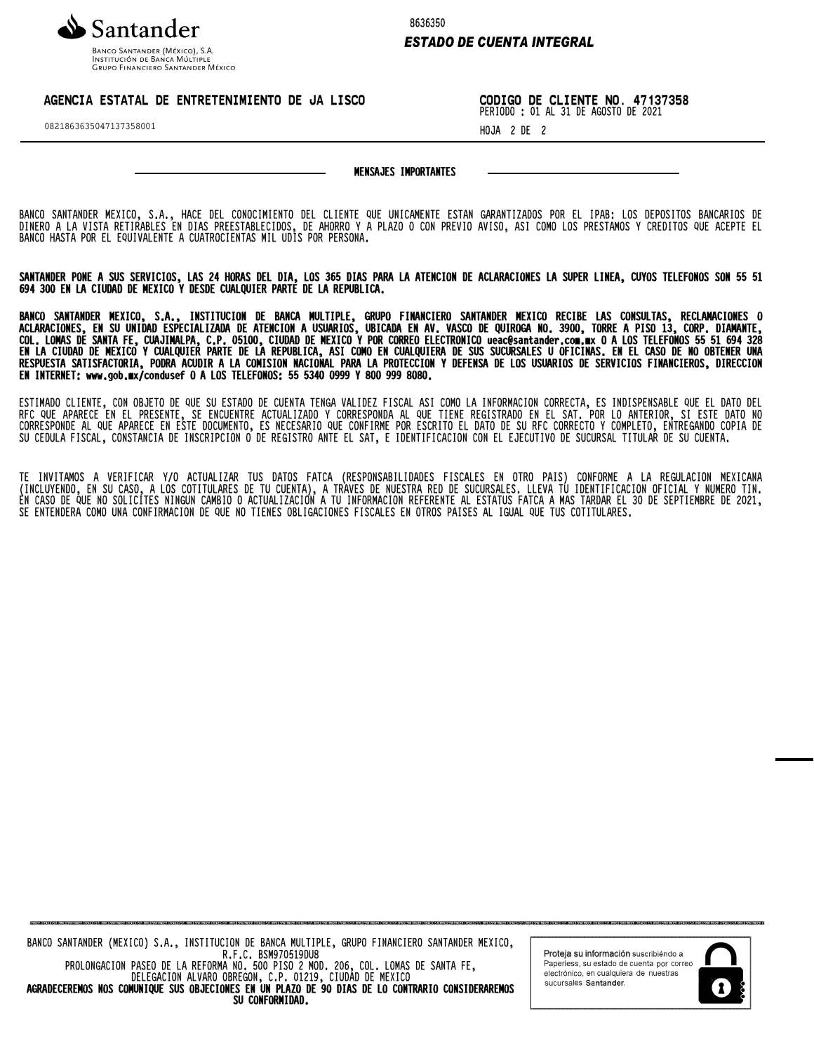Santander

Banco Santander (México), S.A.
Institución de Banca Múltiple
Grupo Financiero Santander México

8636350

***ESTADO DE CUENTA INTEGRAL***

**AGENCIA ESTATAL DE ENTRETENIMIENTO DE JA LISCO**

0821863635047137358001

**CODIGO DE CLIENTE NO. 47137358**
PERIODO : 01 AL 31 DE AGOSTO DE 2021

HOJA 2 DE 2

## MENSAJES IMPORTANTES

BANCO SANTANDER MEXICO, S.A., HACE DEL CONOCIMIENTO DEL CLIENTE QUE UNICAMENTE ESTAN GARANTIZADOS POR EL IPAB: LOS DEPOSITOS BANCARIOS DE DINERO A LA VISTA RETIRABLES EN DIAS PREESTABLECIDOS, DE AHORRO Y A PLAZO O CON PREVIO AVISO, ASI COMO LOS PRESTAMOS Y CREDITOS QUE ACEPTE EL BANCO HASTA POR EL EQUIVALENTE A CUATROCIENTAS MIL UDIS POR PERSONA.

**SANTANDER PONE A SUS SERVICIOS, LAS 24 HORAS DEL DIA, LOS 365 DIAS PARA LA ATENCION DE ACLARACIONES LA SUPER LINEA, CUYOS TELEFONOS SON 55 51 694 300 EN LA CIUDAD DE MEXICO Y DESDE CUALQUIER PARTE DE LA REPUBLICA.**

**BANCO SANTANDER MEXICO, S.A., INSTITUCION DE BANCA MULTIPLE, GRUPO FINANCIERO SANTANDER MEXICO RECIBE LAS CONSULTAS, RECLAMACIONES O ACLARACIONES, EN SU UNIDAD ESPECIALIZADA DE ATENCION A USUARIOS, UBICADA EN AV. VASCO DE QUIROGA NO. 3900, TORRE A PISO 13, CORP. DIAMANTE, COL. LOMAS DE SANTA FE, CUAJIMALPA, C.P. 05100, CIUDAD DE MEXICO Y POR CORREO ELECTRONICO ueac@santander.com.mx O A LOS TELEFONOS 55 51 694 328 EN LA CIUDAD DE MEXICO Y CUALQUIER PARTE DE LA REPUBLICA, ASI COMO EN CUALQUIERA DE SUS SUCURSALES U OFICINAS. EN EL CASO DE NO OBTENER UNA RESPUESTA SATISFACTORIA, PODRA ACUDIR A LA COMISION NACIONAL PARA LA PROTECCION Y DEFENSA DE LOS USUARIOS DE SERVICIOS FINANCIEROS, DIRECCION EN INTERNET: www.gob.mx/condusef O A LOS TELEFONOS: 55 5340 0999 Y 800 999 8080.**

ESTIMADO CLIENTE, CON OBJETO DE QUE SU ESTADO DE CUENTA TENGA VALIDEZ FISCAL ASI COMO LA INFORMACION CORRECTA, ES INDISPENSABLE QUE EL DATO DEL RFC QUE APARECE EN EL PRESENTE, SE ENCUENTRE ACTUALIZADO Y CORRESPONDA AL QUE TIENE REGISTRADO EN EL SAT. POR LO ANTERIOR, SI ESTE DATO NO CORRESPONDE AL QUE APARECE EN ESTE DOCUMENTO, ES NECESARIO QUE CONFIRME POR ESCRITO EL DATO DE SU RFC CORRECTO Y COMPLETO, ENTREGANDO COPIA DE SU CEDULA FISCAL, CONSTANCIA DE INSCRIPCION O DE REGISTRO ANTE EL SAT, E IDENTIFICACION CON EL EJECUTIVO DE SUCURSAL TITULAR DE SU CUENTA.

TE INVITAMOS A VERIFICAR Y/O ACTUALIZAR TUS DATOS FATCA (RESPONSABILIDADES FISCALES EN OTRO PAIS) CONFORME A LA REGULACION MEXICANA (INCLUYENDO, EN SU CASO, A LOS COTITULARES DE TU CUENTA), A TRAVES DE NUESTRA RED DE SUCURSALES. LLEVA TU IDENTIFICACION OFICIAL Y NUMERO TIN. EN CASO DE QUE NO SOLICITES NINGUN CAMBIO O ACTUALIZACION A TU INFORMACION REFERENTE AL ESTATUS FATCA A MAS TARDAR EL 30 DE SEPTIEMBRE DE 2021, SE ENTENDERA COMO UNA CONFIRMACION DE QUE NO TIENES OBLIGACIONES FISCALES EN OTROS PAISES AL IGUAL QUE TUS COTITULARES.

BANCO SANTANDER (MEXICO) S.A., INSTITUCION DE BANCA MULTIPLE, GRUPO FINANCIERO SANTANDER MEXICO,
R.F.C. BSM970519DU8
PROLONGACION PASEO DE LA REFORMA NO. 500 PISO 2 MOD. 206, COL. LOMAS DE SANTA FE,
DELEGACION ALVARO OBREGON, C.P. 01219, CIUDAD DE MEXICO
**AGRADECEREMOS NOS COMUNIQUE SUS OBJECIONES EN UN PLAZO DE 90 DIAS DE LO CONTRARIO CONSIDERAREMOS SU CONFORMIDAD.**

Proteja su información suscribiéndo a Paperless, su estado de cuenta por correo electrónico, en cualquiera de nuestras sucursales **Santander**.